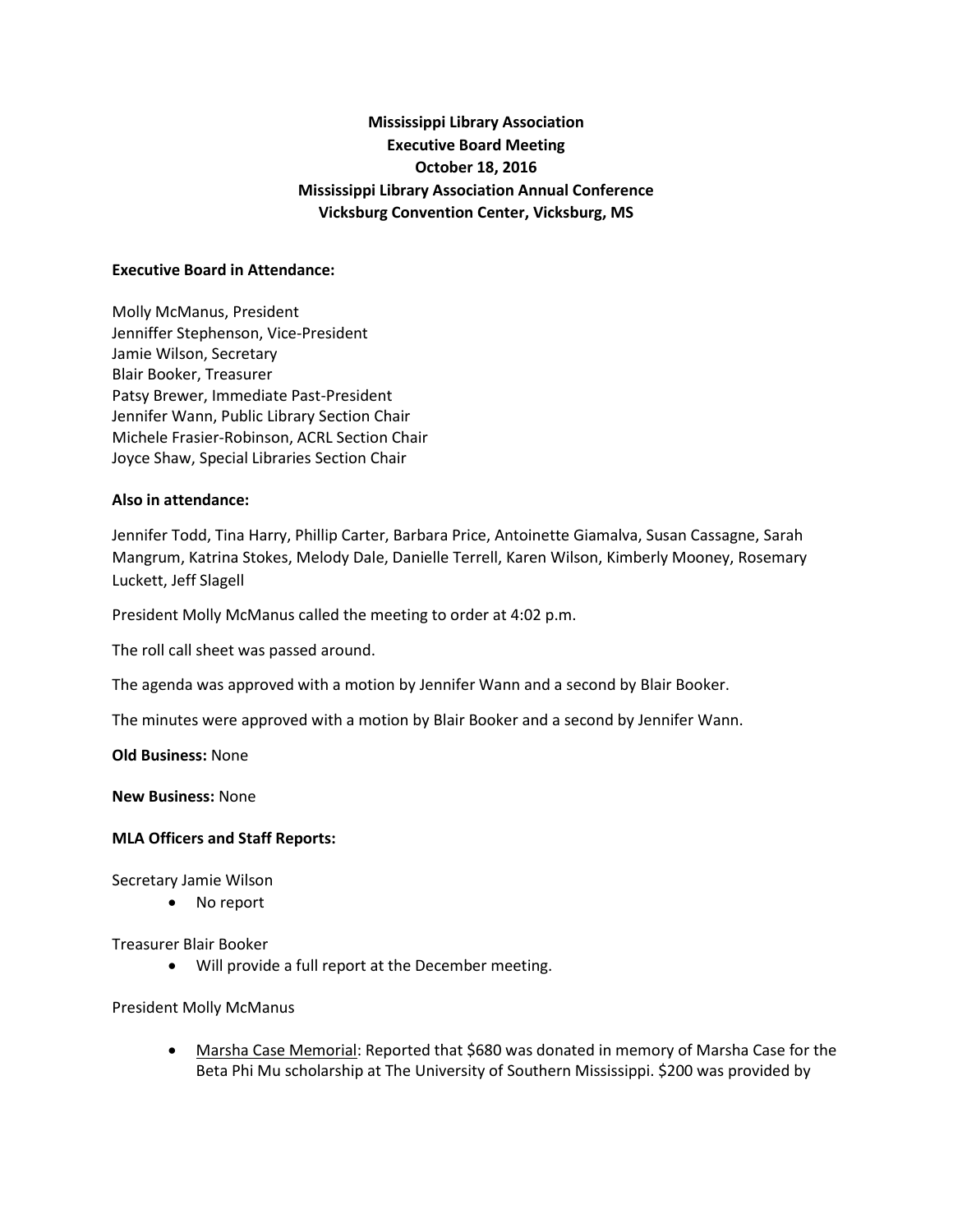**Mississippi Library Association**
**Executive Board Meeting**
**October 18, 2016**
**Mississippi Library Association Annual Conference**
**Vicksburg Convention Center, Vicksburg, MS**

**Executive Board in Attendance:**

Molly McManus, President
Jenniffer Stephenson, Vice-President
Jamie Wilson, Secretary
Blair Booker, Treasurer
Patsy Brewer, Immediate Past-President
Jennifer Wann, Public Library Section Chair
Michele Frasier-Robinson, ACRL Section Chair
Joyce Shaw, Special Libraries Section Chair

**Also in attendance:**

Jennifer Todd, Tina Harry, Phillip Carter, Barbara Price, Antoinette Giamalva, Susan Cassagne, Sarah Mangrum, Katrina Stokes, Melody Dale, Danielle Terrell, Karen Wilson, Kimberly Mooney, Rosemary Luckett, Jeff Slagell

President Molly McManus called the meeting to order at 4:02 p.m.

The roll call sheet was passed around.

The agenda was approved with a motion by Jennifer Wann and a second by Blair Booker.

The minutes were approved with a motion by Blair Booker and a second by Jennifer Wann.

**Old Business:** None

**New Business:** None

**MLA Officers and Staff Reports:**

Secretary Jamie Wilson

- No report

Treasurer Blair Booker

- Will provide a full report at the December meeting.

President Molly McManus

- Marsha Case Memorial: Reported that $680 was donated in memory of Marsha Case for the Beta Phi Mu scholarship at The University of Southern Mississippi. $200 was provided by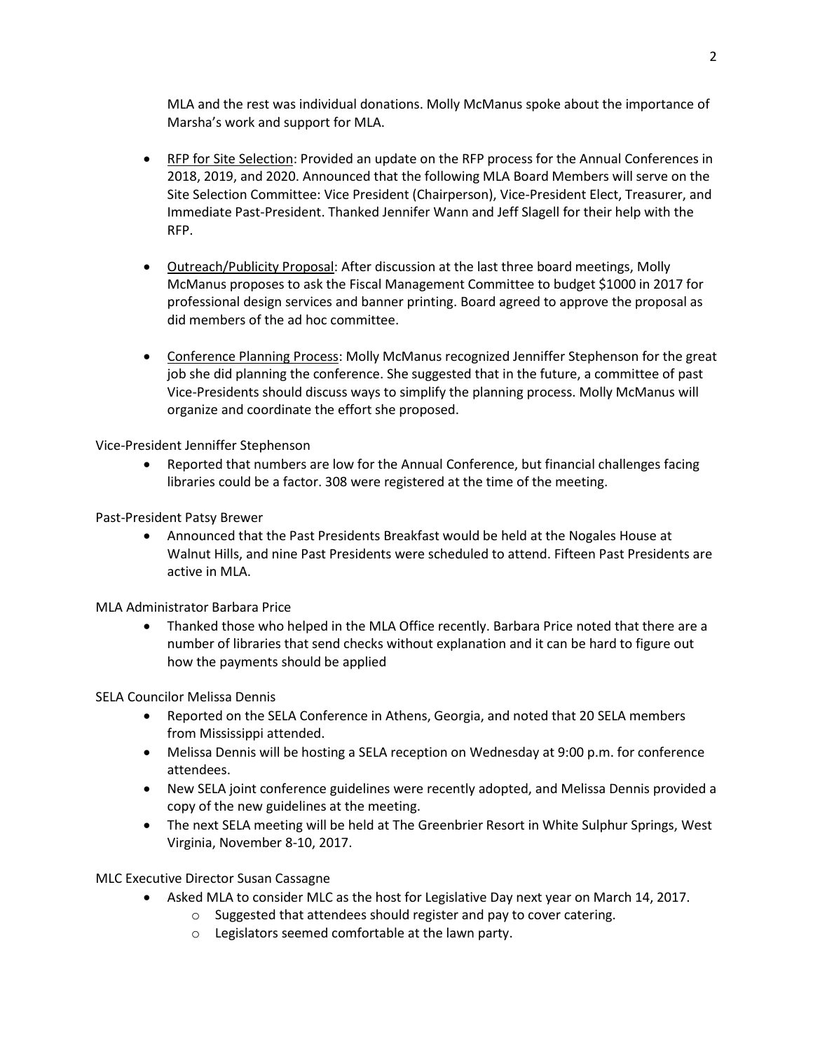MLA and the rest was individual donations. Molly McManus spoke about the importance of Marsha's work and support for MLA.

- RFP for Site Selection: Provided an update on the RFP process for the Annual Conferences in 2018, 2019, and 2020. Announced that the following MLA Board Members will serve on the Site Selection Committee: Vice President (Chairperson), Vice-President Elect, Treasurer, and Immediate Past-President. Thanked Jennifer Wann and Jeff Slagell for their help with the RFP.

- Outreach/Publicity Proposal: After discussion at the last three board meetings, Molly McManus proposes to ask the Fiscal Management Committee to budget $1000 in 2017 for professional design services and banner printing. Board agreed to approve the proposal as did members of the ad hoc committee.

- Conference Planning Process: Molly McManus recognized Jenniffer Stephenson for the great job she did planning the conference. She suggested that in the future, a committee of past Vice-Presidents should discuss ways to simplify the planning process. Molly McManus will organize and coordinate the effort she proposed.

Vice-President Jenniffer Stephenson

- Reported that numbers are low for the Annual Conference, but financial challenges facing libraries could be a factor. 308 were registered at the time of the meeting.

Past-President Patsy Brewer

- Announced that the Past Presidents Breakfast would be held at the Nogales House at Walnut Hills, and nine Past Presidents were scheduled to attend. Fifteen Past Presidents are active in MLA.

MLA Administrator Barbara Price

- Thanked those who helped in the MLA Office recently. Barbara Price noted that there are a number of libraries that send checks without explanation and it can be hard to figure out how the payments should be applied

SELA Councilor Melissa Dennis

- Reported on the SELA Conference in Athens, Georgia, and noted that 20 SELA members from Mississippi attended.
- Melissa Dennis will be hosting a SELA reception on Wednesday at 9:00 p.m. for conference attendees.
- New SELA joint conference guidelines were recently adopted, and Melissa Dennis provided a copy of the new guidelines at the meeting.
- The next SELA meeting will be held at The Greenbrier Resort in White Sulphur Springs, West Virginia, November 8-10, 2017.

MLC Executive Director Susan Cassagne

- Asked MLA to consider MLC as the host for Legislative Day next year on March 14, 2017.
  - Suggested that attendees should register and pay to cover catering.
  - Legislators seemed comfortable at the lawn party.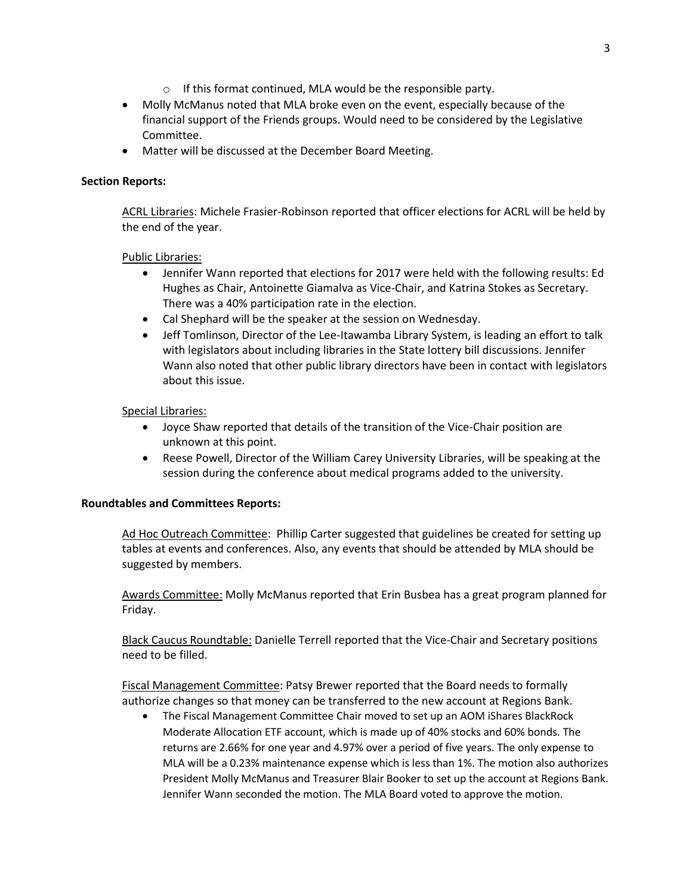- If this format continued, MLA would be the responsible party.
- Molly McManus noted that MLA broke even on the event, especially because of the financial support of the Friends groups. Would need to be considered by the Legislative Committee.
- Matter will be discussed at the December Board Meeting.

**Section Reports:**

ACRL Libraries: Michele Frasier-Robinson reported that officer elections for ACRL will be held by the end of the year.

Public Libraries:

- Jennifer Wann reported that elections for 2017 were held with the following results: Ed Hughes as Chair, Antoinette Giamalva as Vice-Chair, and Katrina Stokes as Secretary. There was a 40% participation rate in the election.
- Cal Shephard will be the speaker at the session on Wednesday.
- Jeff Tomlinson, Director of the Lee-Itawamba Library System, is leading an effort to talk with legislators about including libraries in the State lottery bill discussions. Jennifer Wann also noted that other public library directors have been in contact with legislators about this issue.

Special Libraries:

- Joyce Shaw reported that details of the transition of the Vice-Chair position are unknown at this point.
- Reese Powell, Director of the William Carey University Libraries, will be speaking at the session during the conference about medical programs added to the university.

**Roundtables and Committees Reports:**

Ad Hoc Outreach Committee: Phillip Carter suggested that guidelines be created for setting up tables at events and conferences. Also, any events that should be attended by MLA should be suggested by members.

Awards Committee: Molly McManus reported that Erin Busbea has a great program planned for Friday.

Black Caucus Roundtable: Danielle Terrell reported that the Vice-Chair and Secretary positions need to be filled.

Fiscal Management Committee: Patsy Brewer reported that the Board needs to formally authorize changes so that money can be transferred to the new account at Regions Bank.

- The Fiscal Management Committee Chair moved to set up an AOM iShares BlackRock Moderate Allocation ETF account, which is made up of 40% stocks and 60% bonds. The returns are 2.66% for one year and 4.97% over a period of five years. The only expense to MLA will be a 0.23% maintenance expense which is less than 1%. The motion also authorizes President Molly McManus and Treasurer Blair Booker to set up the account at Regions Bank. Jennifer Wann seconded the motion. The MLA Board voted to approve the motion.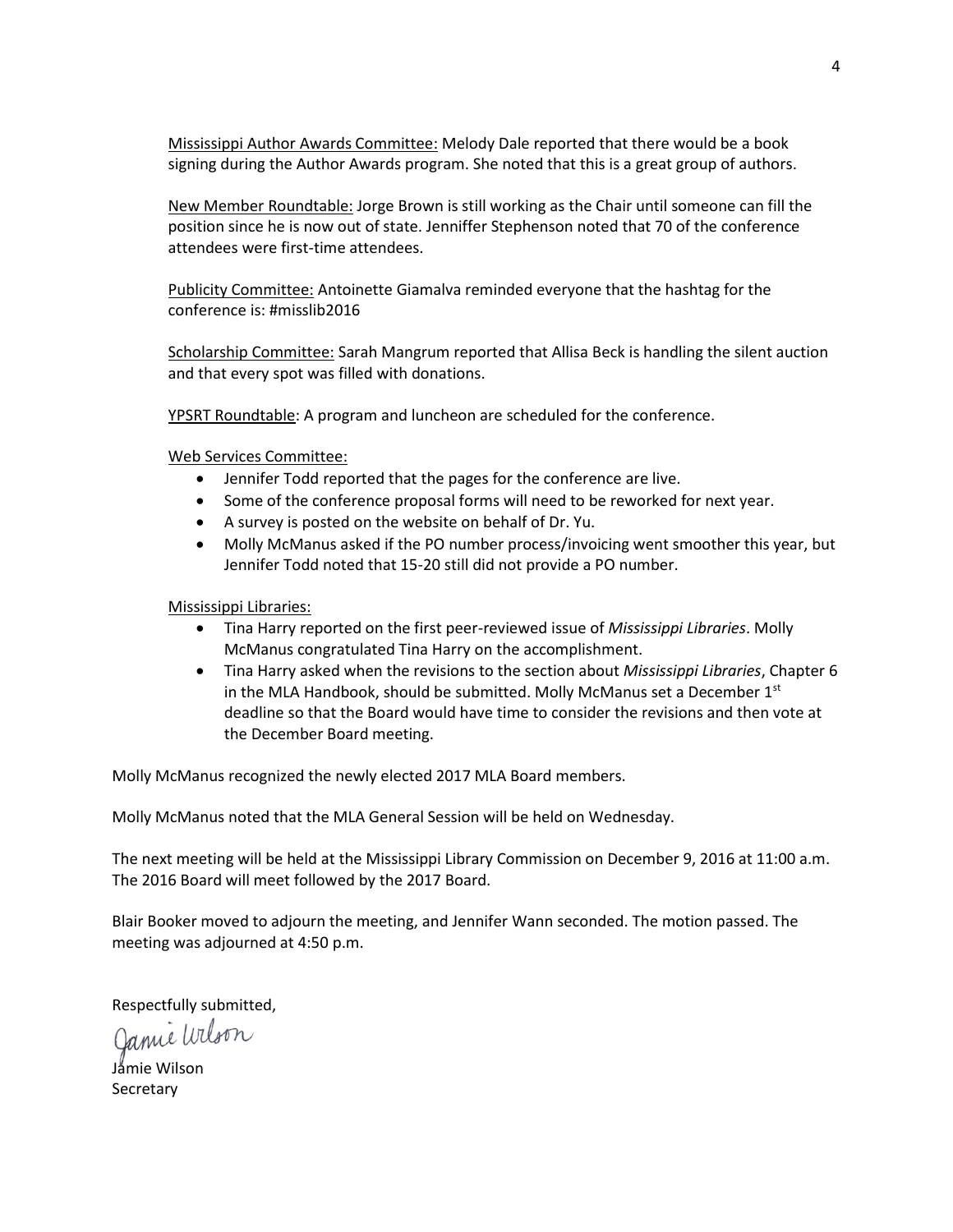Mississippi Author Awards Committee: Melody Dale reported that there would be a book signing during the Author Awards program. She noted that this is a great group of authors.

New Member Roundtable: Jorge Brown is still working as the Chair until someone can fill the position since he is now out of state. Jenniffer Stephenson noted that 70 of the conference attendees were first-time attendees.

Publicity Committee: Antoinette Giamalva reminded everyone that the hashtag for the conference is: #misslib2016

Scholarship Committee: Sarah Mangrum reported that Allisa Beck is handling the silent auction and that every spot was filled with donations.

YPSRT Roundtable: A program and luncheon are scheduled for the conference.

Web Services Committee:

- Jennifer Todd reported that the pages for the conference are live.
- Some of the conference proposal forms will need to be reworked for next year.
- A survey is posted on the website on behalf of Dr. Yu.
- Molly McManus asked if the PO number process/invoicing went smoother this year, but Jennifer Todd noted that 15-20 still did not provide a PO number.

Mississippi Libraries:

- Tina Harry reported on the first peer-reviewed issue of *Mississippi Libraries*. Molly McManus congratulated Tina Harry on the accomplishment.
- Tina Harry asked when the revisions to the section about *Mississippi Libraries*, Chapter 6 in the MLA Handbook, should be submitted. Molly McManus set a December 1st deadline so that the Board would have time to consider the revisions and then vote at the December Board meeting.

Molly McManus recognized the newly elected 2017 MLA Board members.

Molly McManus noted that the MLA General Session will be held on Wednesday.

The next meeting will be held at the Mississippi Library Commission on December 9, 2016 at 11:00 a.m. The 2016 Board will meet followed by the 2017 Board.

Blair Booker moved to adjourn the meeting, and Jennifer Wann seconded. The motion passed. The meeting was adjourned at 4:50 p.m.

Respectfully submitted,

Jamie Wilson

Jamie Wilson
Secretary